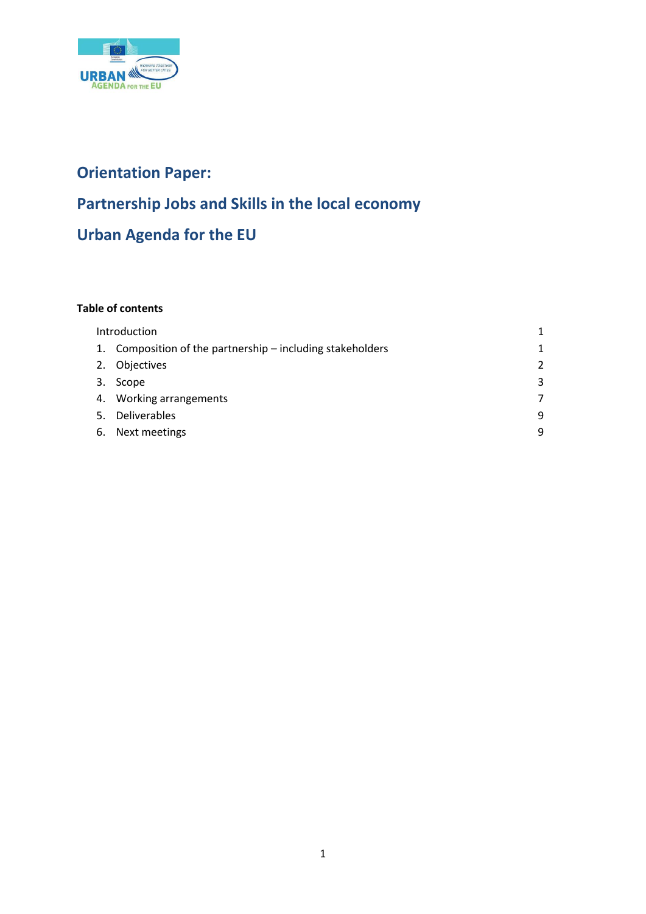# Orientation Paper:

# Partnership Jobs and Skills in the local economy

# Urban Agenda for the EU

**Table of contents**

| | |
|---|---|
| Introduction | 1 |
| 1. Composition of the partnership – including stakeholders | 1 |
| 2. Objectives | 2 |
| 3. Scope | 3 |
| 4. Working arrangements | 7 |
| 5. Deliverables | 9 |
| 6. Next meetings | 9 |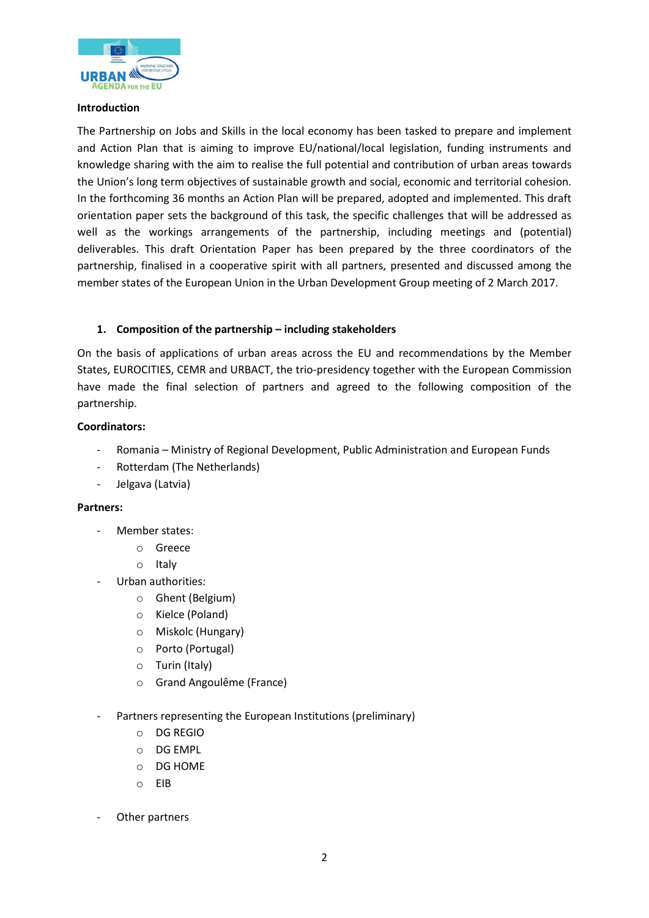**Introduction**

The Partnership on Jobs and Skills in the local economy has been tasked to prepare and implement and Action Plan that is aiming to improve EU/national/local legislation, funding instruments and knowledge sharing with the aim to realise the full potential and contribution of urban areas towards the Union's long term objectives of sustainable growth and social, economic and territorial cohesion. In the forthcoming 36 months an Action Plan will be prepared, adopted and implemented. This draft orientation paper sets the background of this task, the specific challenges that will be addressed as well as the workings arrangements of the partnership, including meetings and (potential) deliverables. This draft Orientation Paper has been prepared by the three coordinators of the partnership, finalised in a cooperative spirit with all partners, presented and discussed among the member states of the European Union in the Urban Development Group meeting of 2 March 2017.

## 1. Composition of the partnership – including stakeholders

On the basis of applications of urban areas across the EU and recommendations by the Member States, EUROCITIES, CEMR and URBACT, the trio-presidency together with the European Commission have made the final selection of partners and agreed to the following composition of the partnership.

**Coordinators:**

- Romania – Ministry of Regional Development, Public Administration and European Funds
- Rotterdam (The Netherlands)
- Jelgava (Latvia)

**Partners:**

- Member states:
  - Greece
  - Italy
- Urban authorities:
  - Ghent (Belgium)
  - Kielce (Poland)
  - Miskolc (Hungary)
  - Porto (Portugal)
  - Turin (Italy)
  - Grand Angoulême (France)
- Partners representing the European Institutions (preliminary)
  - DG REGIO
  - DG EMPL
  - DG HOME
  - EIB
- Other partners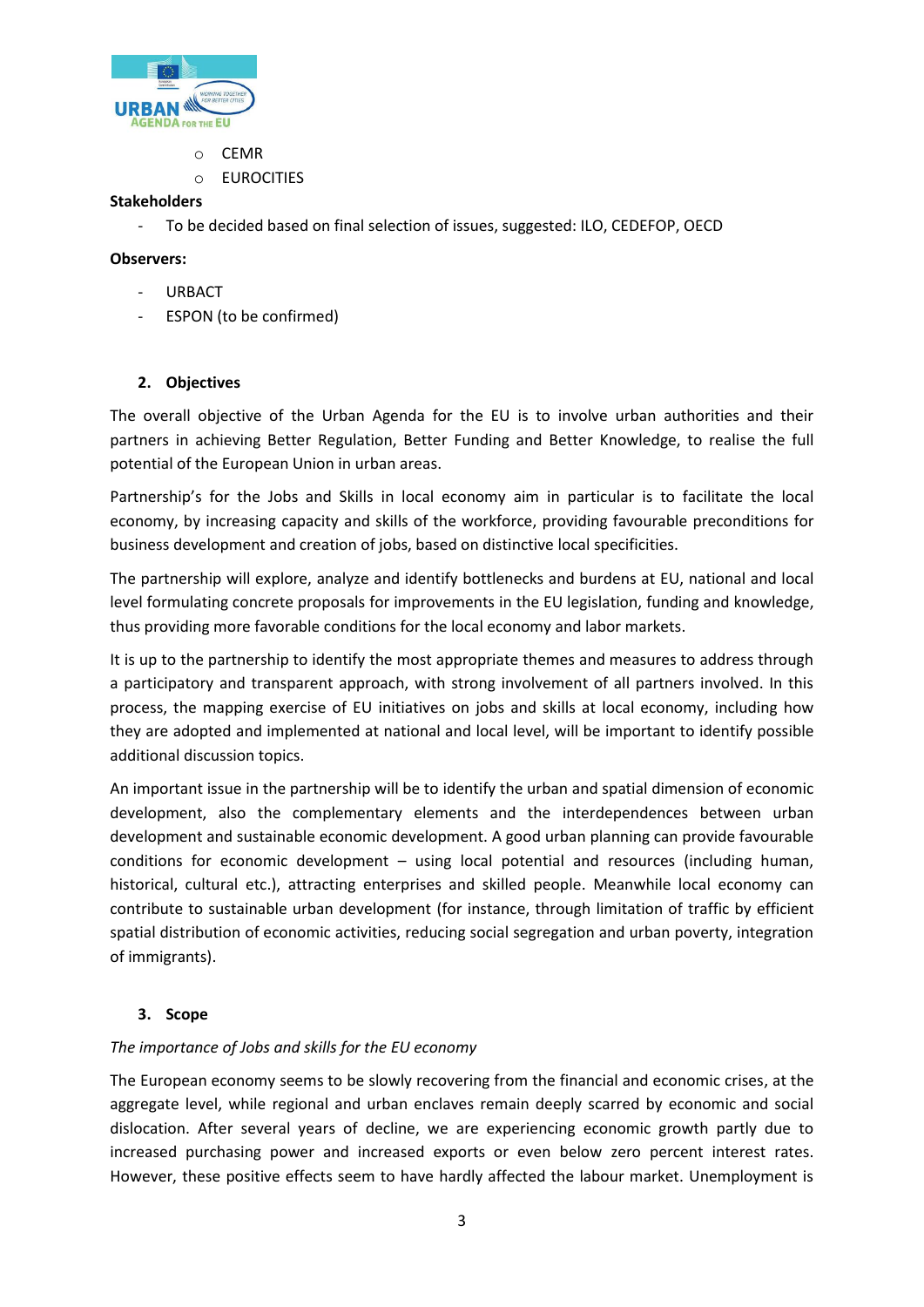- CEMR
- EUROCITIES

**Stakeholders**

- To be decided based on final selection of issues, suggested: ILO, CEDEFOP, OECD

**Observers:**

- URBACT
- ESPON (to be confirmed)

## 2. Objectives

The overall objective of the Urban Agenda for the EU is to involve urban authorities and their partners in achieving Better Regulation, Better Funding and Better Knowledge, to realise the full potential of the European Union in urban areas.

Partnership's for the Jobs and Skills in local economy aim in particular is to facilitate the local economy, by increasing capacity and skills of the workforce, providing favourable preconditions for business development and creation of jobs, based on distinctive local specificities.

The partnership will explore, analyze and identify bottlenecks and burdens at EU, national and local level formulating concrete proposals for improvements in the EU legislation, funding and knowledge, thus providing more favorable conditions for the local economy and labor markets.

It is up to the partnership to identify the most appropriate themes and measures to address through a participatory and transparent approach, with strong involvement of all partners involved. In this process, the mapping exercise of EU initiatives on jobs and skills at local economy, including how they are adopted and implemented at national and local level, will be important to identify possible additional discussion topics.

An important issue in the partnership will be to identify the urban and spatial dimension of economic development, also the complementary elements and the interdependences between urban development and sustainable economic development. A good urban planning can provide favourable conditions for economic development – using local potential and resources (including human, historical, cultural etc.), attracting enterprises and skilled people. Meanwhile local economy can contribute to sustainable urban development (for instance, through limitation of traffic by efficient spatial distribution of economic activities, reducing social segregation and urban poverty, integration of immigrants).

## 3. Scope

*The importance of Jobs and skills for the EU economy*

The European economy seems to be slowly recovering from the financial and economic crises, at the aggregate level, while regional and urban enclaves remain deeply scarred by economic and social dislocation. After several years of decline, we are experiencing economic growth partly due to increased purchasing power and increased exports or even below zero percent interest rates. However, these positive effects seem to have hardly affected the labour market. Unemployment is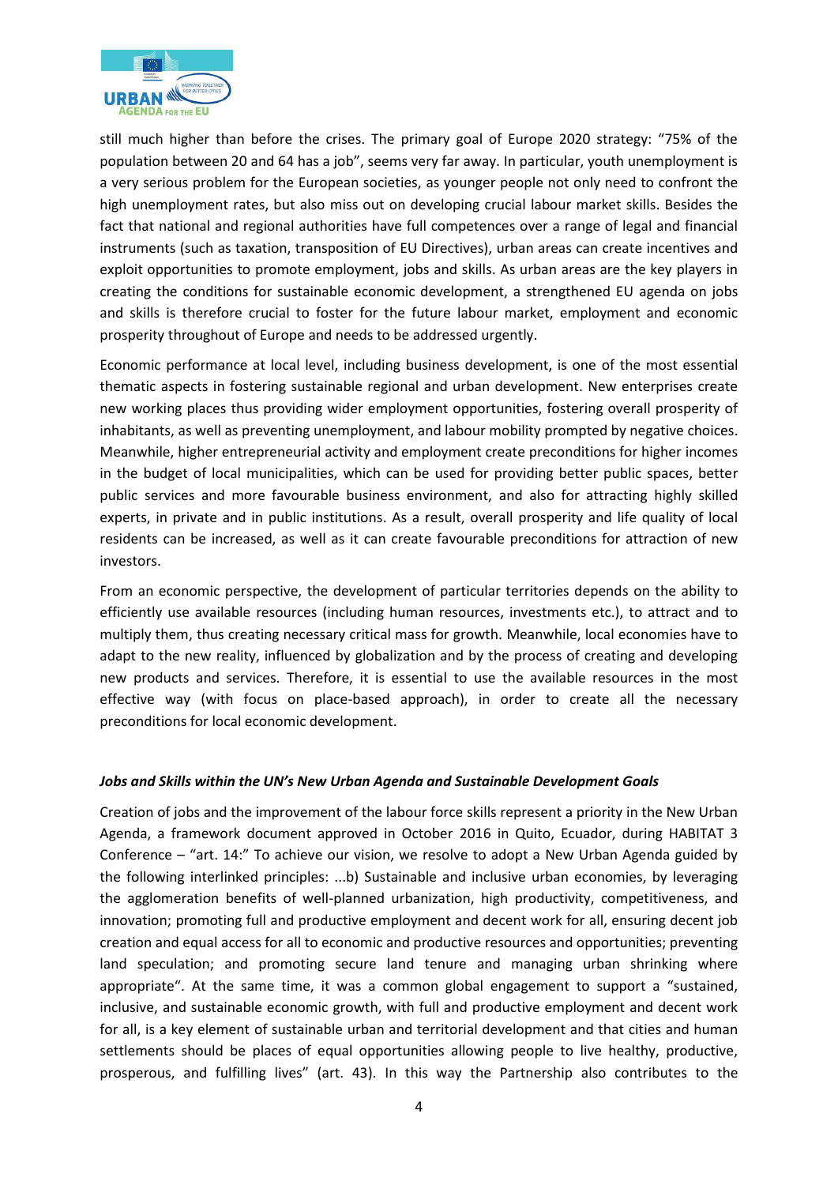still much higher than before the crises. The primary goal of Europe 2020 strategy: "75% of the population between 20 and 64 has a job", seems very far away. In particular, youth unemployment is a very serious problem for the European societies, as younger people not only need to confront the high unemployment rates, but also miss out on developing crucial labour market skills. Besides the fact that national and regional authorities have full competences over a range of legal and financial instruments (such as taxation, transposition of EU Directives), urban areas can create incentives and exploit opportunities to promote employment, jobs and skills. As urban areas are the key players in creating the conditions for sustainable economic development, a strengthened EU agenda on jobs and skills is therefore crucial to foster for the future labour market, employment and economic prosperity throughout of Europe and needs to be addressed urgently.

Economic performance at local level, including business development, is one of the most essential thematic aspects in fostering sustainable regional and urban development. New enterprises create new working places thus providing wider employment opportunities, fostering overall prosperity of inhabitants, as well as preventing unemployment, and labour mobility prompted by negative choices. Meanwhile, higher entrepreneurial activity and employment create preconditions for higher incomes in the budget of local municipalities, which can be used for providing better public spaces, better public services and more favourable business environment, and also for attracting highly skilled experts, in private and in public institutions. As a result, overall prosperity and life quality of local residents can be increased, as well as it can create favourable preconditions for attraction of new investors.

From an economic perspective, the development of particular territories depends on the ability to efficiently use available resources (including human resources, investments etc.), to attract and to multiply them, thus creating necessary critical mass for growth. Meanwhile, local economies have to adapt to the new reality, influenced by globalization and by the process of creating and developing new products and services. Therefore, it is essential to use the available resources in the most effective way (with focus on place-based approach), in order to create all the necessary preconditions for local economic development.

***Jobs and Skills within the UN's New Urban Agenda and Sustainable Development Goals***

Creation of jobs and the improvement of the labour force skills represent a priority in the New Urban Agenda, a framework document approved in October 2016 in Quito, Ecuador, during HABITAT 3 Conference – "art. 14:" To achieve our vision, we resolve to adopt a New Urban Agenda guided by the following interlinked principles: ...b) Sustainable and inclusive urban economies, by leveraging the agglomeration benefits of well-planned urbanization, high productivity, competitiveness, and innovation; promoting full and productive employment and decent work for all, ensuring decent job creation and equal access for all to economic and productive resources and opportunities; preventing land speculation; and promoting secure land tenure and managing urban shrinking where appropriate". At the same time, it was a common global engagement to support a "sustained, inclusive, and sustainable economic growth, with full and productive employment and decent work for all, is a key element of sustainable urban and territorial development and that cities and human settlements should be places of equal opportunities allowing people to live healthy, productive, prosperous, and fulfilling lives" (art. 43). In this way the Partnership also contributes to the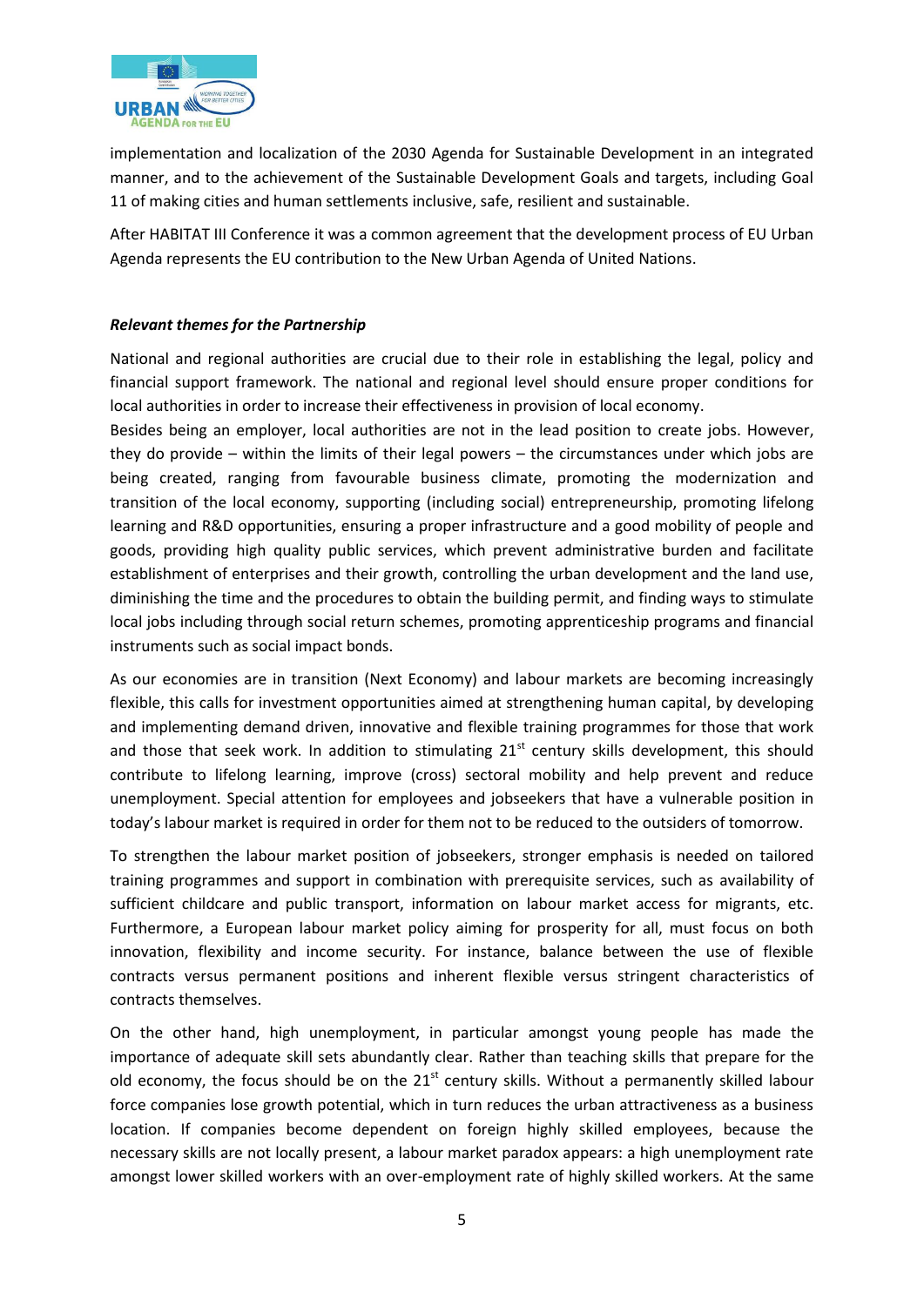implementation and localization of the 2030 Agenda for Sustainable Development in an integrated manner, and to the achievement of the Sustainable Development Goals and targets, including Goal 11 of making cities and human settlements inclusive, safe, resilient and sustainable.

After HABITAT III Conference it was a common agreement that the development process of EU Urban Agenda represents the EU contribution to the New Urban Agenda of United Nations.

***Relevant themes for the Partnership***

National and regional authorities are crucial due to their role in establishing the legal, policy and financial support framework. The national and regional level should ensure proper conditions for local authorities in order to increase their effectiveness in provision of local economy.

Besides being an employer, local authorities are not in the lead position to create jobs. However, they do provide – within the limits of their legal powers – the circumstances under which jobs are being created, ranging from favourable business climate, promoting the modernization and transition of the local economy, supporting (including social) entrepreneurship, promoting lifelong learning and R&D opportunities, ensuring a proper infrastructure and a good mobility of people and goods, providing high quality public services, which prevent administrative burden and facilitate establishment of enterprises and their growth, controlling the urban development and the land use, diminishing the time and the procedures to obtain the building permit, and finding ways to stimulate local jobs including through social return schemes, promoting apprenticeship programs and financial instruments such as social impact bonds.

As our economies are in transition (Next Economy) and labour markets are becoming increasingly flexible, this calls for investment opportunities aimed at strengthening human capital, by developing and implementing demand driven, innovative and flexible training programmes for those that work and those that seek work. In addition to stimulating 21st century skills development, this should contribute to lifelong learning, improve (cross) sectoral mobility and help prevent and reduce unemployment. Special attention for employees and jobseekers that have a vulnerable position in today's labour market is required in order for them not to be reduced to the outsiders of tomorrow.

To strengthen the labour market position of jobseekers, stronger emphasis is needed on tailored training programmes and support in combination with prerequisite services, such as availability of sufficient childcare and public transport, information on labour market access for migrants, etc. Furthermore, a European labour market policy aiming for prosperity for all, must focus on both innovation, flexibility and income security. For instance, balance between the use of flexible contracts versus permanent positions and inherent flexible versus stringent characteristics of contracts themselves.

On the other hand, high unemployment, in particular amongst young people has made the importance of adequate skill sets abundantly clear. Rather than teaching skills that prepare for the old economy, the focus should be on the 21st century skills. Without a permanently skilled labour force companies lose growth potential, which in turn reduces the urban attractiveness as a business location. If companies become dependent on foreign highly skilled employees, because the necessary skills are not locally present, a labour market paradox appears: a high unemployment rate amongst lower skilled workers with an over-employment rate of highly skilled workers. At the same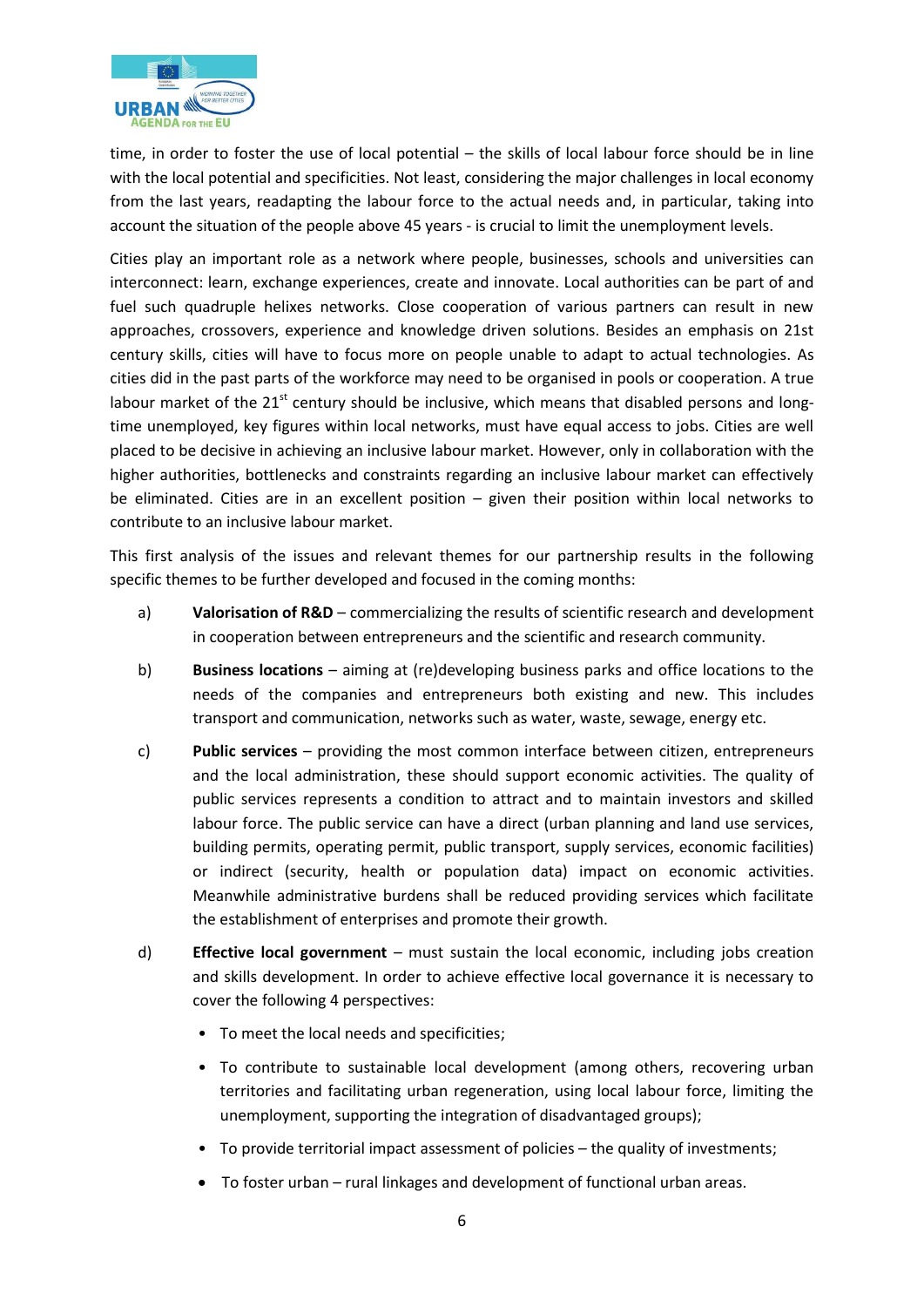time, in order to foster the use of local potential – the skills of local labour force should be in line with the local potential and specificities. Not least, considering the major challenges in local economy from the last years, readapting the labour force to the actual needs and, in particular, taking into account the situation of the people above 45 years - is crucial to limit the unemployment levels.

Cities play an important role as a network where people, businesses, schools and universities can interconnect: learn, exchange experiences, create and innovate. Local authorities can be part of and fuel such quadruple helixes networks. Close cooperation of various partners can result in new approaches, crossovers, experience and knowledge driven solutions. Besides an emphasis on 21st century skills, cities will have to focus more on people unable to adapt to actual technologies. As cities did in the past parts of the workforce may need to be organised in pools or cooperation. A true labour market of the 21st century should be inclusive, which means that disabled persons and long-time unemployed, key figures within local networks, must have equal access to jobs. Cities are well placed to be decisive in achieving an inclusive labour market. However, only in collaboration with the higher authorities, bottlenecks and constraints regarding an inclusive labour market can effectively be eliminated. Cities are in an excellent position – given their position within local networks to contribute to an inclusive labour market.

This first analysis of the issues and relevant themes for our partnership results in the following specific themes to be further developed and focused in the coming months:

a) **Valorisation of R&D** – commercializing the results of scientific research and development in cooperation between entrepreneurs and the scientific and research community.

b) **Business locations** – aiming at (re)developing business parks and office locations to the needs of the companies and entrepreneurs both existing and new. This includes transport and communication, networks such as water, waste, sewage, energy etc.

c) **Public services** – providing the most common interface between citizen, entrepreneurs and the local administration, these should support economic activities. The quality of public services represents a condition to attract and to maintain investors and skilled labour force. The public service can have a direct (urban planning and land use services, building permits, operating permit, public transport, supply services, economic facilities) or indirect (security, health or population data) impact on economic activities. Meanwhile administrative burdens shall be reduced providing services which facilitate the establishment of enterprises and promote their growth.

d) **Effective local government** – must sustain the local economic, including jobs creation and skills development. In order to achieve effective local governance it is necessary to cover the following 4 perspectives:

   - To meet the local needs and specificities;
   - To contribute to sustainable local development (among others, recovering urban territories and facilitating urban regeneration, using local labour force, limiting the unemployment, supporting the integration of disadvantaged groups);
   - To provide territorial impact assessment of policies – the quality of investments;
   - To foster urban – rural linkages and development of functional urban areas.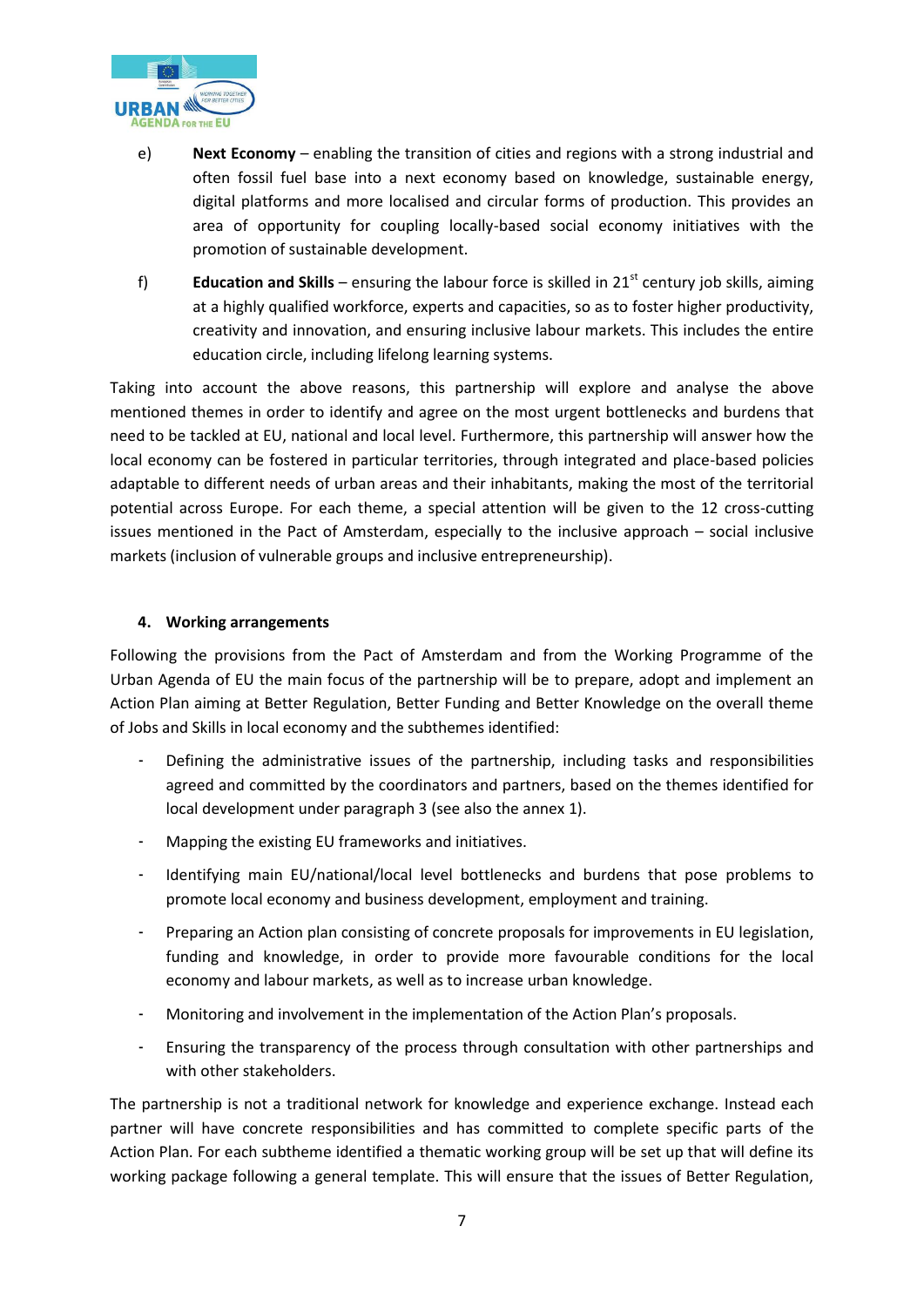e) **Next Economy** – enabling the transition of cities and regions with a strong industrial and often fossil fuel base into a next economy based on knowledge, sustainable energy, digital platforms and more localised and circular forms of production. This provides an area of opportunity for coupling locally-based social economy initiatives with the promotion of sustainable development.

f) **Education and Skills** – ensuring the labour force is skilled in 21st century job skills, aiming at a highly qualified workforce, experts and capacities, so as to foster higher productivity, creativity and innovation, and ensuring inclusive labour markets. This includes the entire education circle, including lifelong learning systems.

Taking into account the above reasons, this partnership will explore and analyse the above mentioned themes in order to identify and agree on the most urgent bottlenecks and burdens that need to be tackled at EU, national and local level. Furthermore, this partnership will answer how the local economy can be fostered in particular territories, through integrated and place-based policies adaptable to different needs of urban areas and their inhabitants, making the most of the territorial potential across Europe. For each theme, a special attention will be given to the 12 cross-cutting issues mentioned in the Pact of Amsterdam, especially to the inclusive approach – social inclusive markets (inclusion of vulnerable groups and inclusive entrepreneurship).

## 4. Working arrangements

Following the provisions from the Pact of Amsterdam and from the Working Programme of the Urban Agenda of EU the main focus of the partnership will be to prepare, adopt and implement an Action Plan aiming at Better Regulation, Better Funding and Better Knowledge on the overall theme of Jobs and Skills in local economy and the subthemes identified:

- Defining the administrative issues of the partnership, including tasks and responsibilities agreed and committed by the coordinators and partners, based on the themes identified for local development under paragraph 3 (see also the annex 1).
- Mapping the existing EU frameworks and initiatives.
- Identifying main EU/national/local level bottlenecks and burdens that pose problems to promote local economy and business development, employment and training.
- Preparing an Action plan consisting of concrete proposals for improvements in EU legislation, funding and knowledge, in order to provide more favourable conditions for the local economy and labour markets, as well as to increase urban knowledge.
- Monitoring and involvement in the implementation of the Action Plan's proposals.
- Ensuring the transparency of the process through consultation with other partnerships and with other stakeholders.

The partnership is not a traditional network for knowledge and experience exchange. Instead each partner will have concrete responsibilities and has committed to complete specific parts of the Action Plan. For each subtheme identified a thematic working group will be set up that will define its working package following a general template. This will ensure that the issues of Better Regulation,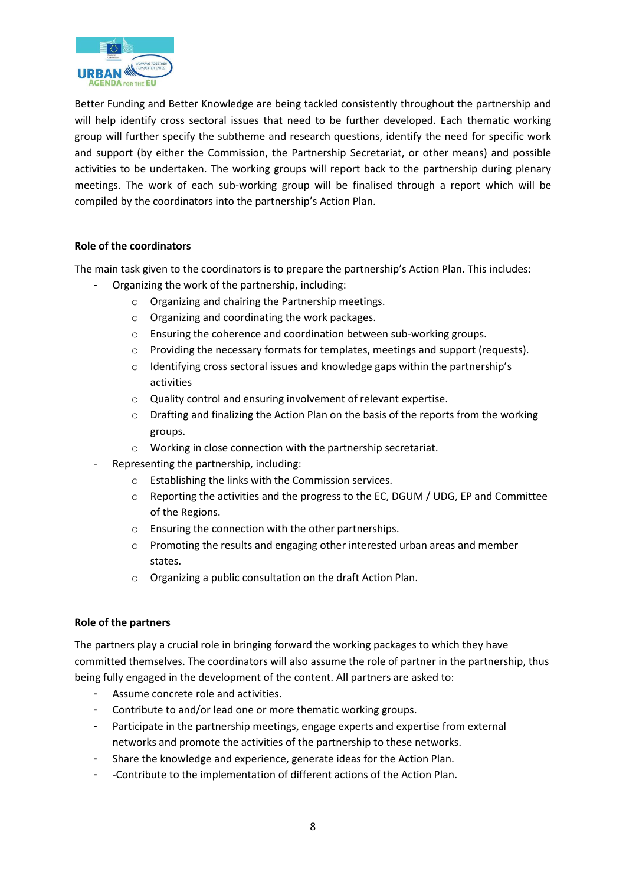Better Funding and Better Knowledge are being tackled consistently throughout the partnership and will help identify cross sectoral issues that need to be further developed. Each thematic working group will further specify the subtheme and research questions, identify the need for specific work and support (by either the Commission, the Partnership Secretariat, or other means) and possible activities to be undertaken. The working groups will report back to the partnership during plenary meetings. The work of each sub-working group will be finalised through a report which will be compiled by the coordinators into the partnership's Action Plan.

**Role of the coordinators**

The main task given to the coordinators is to prepare the partnership's Action Plan. This includes:

- Organizing the work of the partnership, including:
    - Organizing and chairing the Partnership meetings.
    - Organizing and coordinating the work packages.
    - Ensuring the coherence and coordination between sub-working groups.
    - Providing the necessary formats for templates, meetings and support (requests).
    - Identifying cross sectoral issues and knowledge gaps within the partnership's activities
    - Quality control and ensuring involvement of relevant expertise.
    - Drafting and finalizing the Action Plan on the basis of the reports from the working groups.
    - Working in close connection with the partnership secretariat.
- Representing the partnership, including:
    - Establishing the links with the Commission services.
    - Reporting the activities and the progress to the EC, DGUM / UDG, EP and Committee of the Regions.
    - Ensuring the connection with the other partnerships.
    - Promoting the results and engaging other interested urban areas and member states.
    - Organizing a public consultation on the draft Action Plan.

**Role of the partners**

The partners play a crucial role in bringing forward the working packages to which they have committed themselves. The coordinators will also assume the role of partner in the partnership, thus being fully engaged in the development of the content. All partners are asked to:

- Assume concrete role and activities.
- Contribute to and/or lead one or more thematic working groups.
- Participate in the partnership meetings, engage experts and expertise from external networks and promote the activities of the partnership to these networks.
- Share the knowledge and experience, generate ideas for the Action Plan.
- -Contribute to the implementation of different actions of the Action Plan.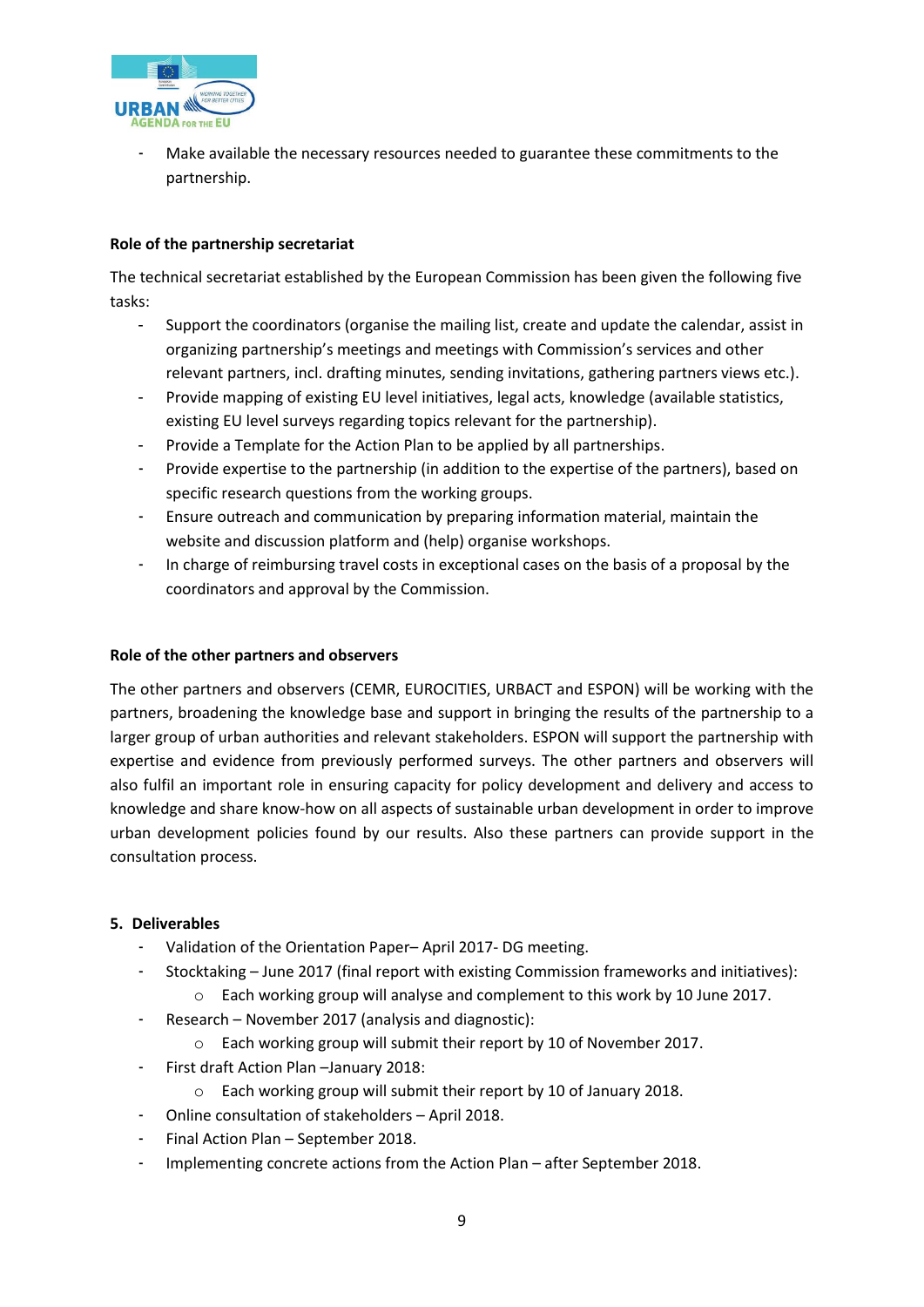- Make available the necessary resources needed to guarantee these commitments to the partnership.

**Role of the partnership secretariat**

The technical secretariat established by the European Commission has been given the following five tasks:

- Support the coordinators (organise the mailing list, create and update the calendar, assist in organizing partnership's meetings and meetings with Commission's services and other relevant partners, incl. drafting minutes, sending invitations, gathering partners views etc.).
- Provide mapping of existing EU level initiatives, legal acts, knowledge (available statistics, existing EU level surveys regarding topics relevant for the partnership).
- Provide a Template for the Action Plan to be applied by all partnerships.
- Provide expertise to the partnership (in addition to the expertise of the partners), based on specific research questions from the working groups.
- Ensure outreach and communication by preparing information material, maintain the website and discussion platform and (help) organise workshops.
- In charge of reimbursing travel costs in exceptional cases on the basis of a proposal by the coordinators and approval by the Commission.

**Role of the other partners and observers**

The other partners and observers (CEMR, EUROCITIES, URBACT and ESPON) will be working with the partners, broadening the knowledge base and support in bringing the results of the partnership to a larger group of urban authorities and relevant stakeholders. ESPON will support the partnership with expertise and evidence from previously performed surveys. The other partners and observers will also fulfil an important role in ensuring capacity for policy development and delivery and access to knowledge and share know-how on all aspects of sustainable urban development in order to improve urban development policies found by our results. Also these partners can provide support in the consultation process.

## 5. Deliverables

- Validation of the Orientation Paper– April 2017- DG meeting.
- Stocktaking – June 2017 (final report with existing Commission frameworks and initiatives):
  - Each working group will analyse and complement to this work by 10 June 2017.
- Research – November 2017 (analysis and diagnostic):
  - Each working group will submit their report by 10 of November 2017.
- First draft Action Plan –January 2018:
  - Each working group will submit their report by 10 of January 2018.
- Online consultation of stakeholders – April 2018.
- Final Action Plan – September 2018.
- Implementing concrete actions from the Action Plan – after September 2018.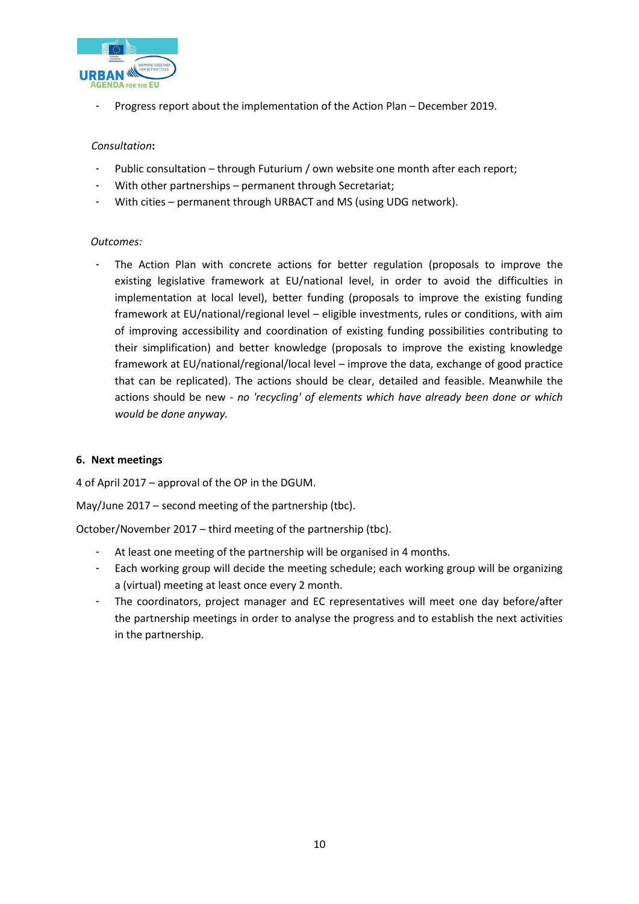- Progress report about the implementation of the Action Plan – December 2019.

*Consultation*:

- Public consultation – through Futurium / own website one month after each report;
- With other partnerships – permanent through Secretariat;
- With cities – permanent through URBACT and MS (using UDG network).

*Outcomes:*

- The Action Plan with concrete actions for better regulation (proposals to improve the existing legislative framework at EU/national level, in order to avoid the difficulties in implementation at local level), better funding (proposals to improve the existing funding framework at EU/national/regional level – eligible investments, rules or conditions, with aim of improving accessibility and coordination of existing funding possibilities contributing to their simplification) and better knowledge (proposals to improve the existing knowledge framework at EU/national/regional/local level – improve the data, exchange of good practice that can be replicated). The actions should be clear, detailed and feasible. Meanwhile the actions should be new - *no 'recycling' of elements which have already been done or which would be done anyway.*

## 6. Next meetings

4 of April 2017 – approval of the OP in the DGUM.

May/June 2017 – second meeting of the partnership (tbc).

October/November 2017 – third meeting of the partnership (tbc).

- At least one meeting of the partnership will be organised in 4 months.
- Each working group will decide the meeting schedule; each working group will be organizing a (virtual) meeting at least once every 2 month.
- The coordinators, project manager and EC representatives will meet one day before/after the partnership meetings in order to analyse the progress and to establish the next activities in the partnership.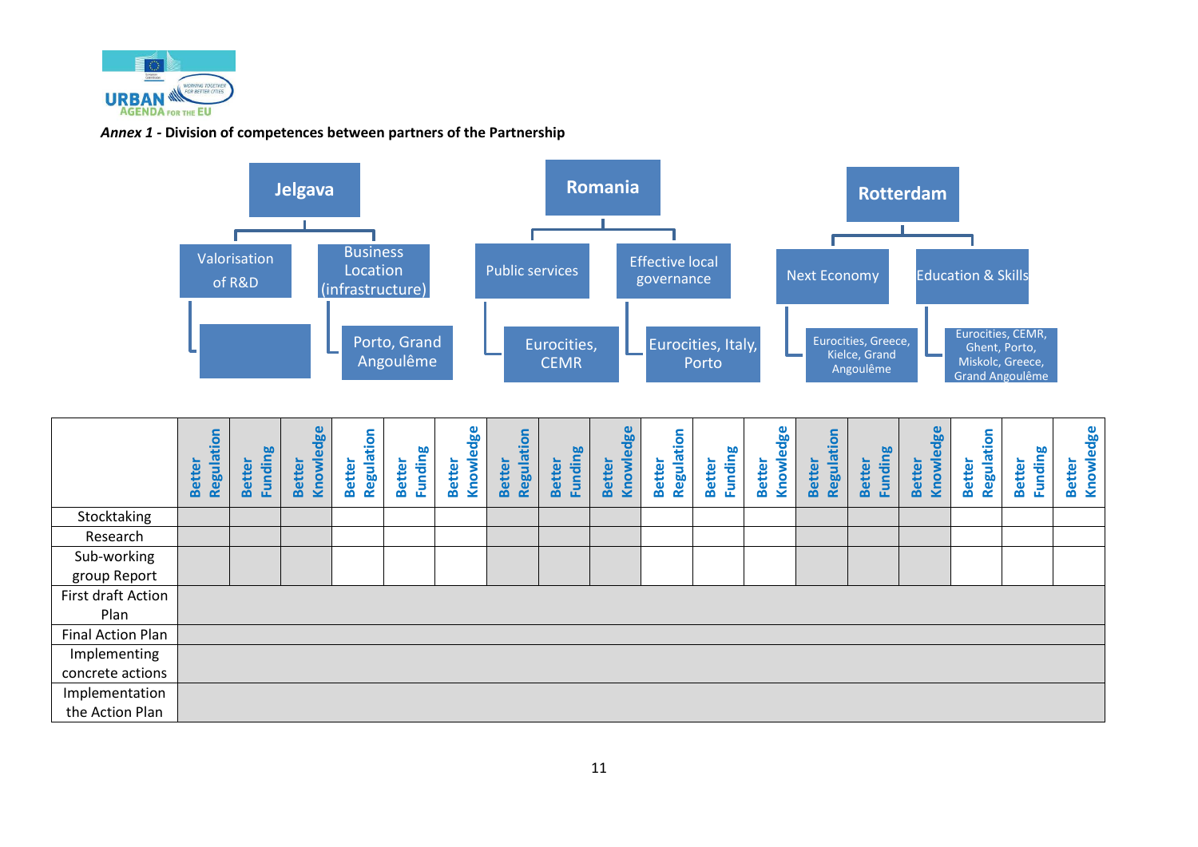*Annex 1* **- Division of competences between partners of the Partnership**

- **Jelgava**
  - Valorisation of R&D
  - Business Location (infrastructure)
    - Porto, Grand Angoulême
- **Romania**
  - Public services
    - Eurocities, CEMR
  - Effective local governance
    - Eurocities, Italy, Porto
- **Rotterdam**
  - Next Economy
    - Eurocities, Greece, Kielce, Grand Angoulême
  - Education & Skills
    - Eurocities, CEMR, Ghent, Porto, Miskolc, Greece, Grand Angoulême

| | Better Regulation | Better Funding | Better Knowledge | Better Regulation | Better Funding | Better Knowledge | Better Regulation | Better Funding | Better Knowledge | Better Regulation | Better Funding | Better Knowledge | Better Regulation | Better Funding | Better Knowledge | Better Regulation | Better Funding | Better Knowledge |
|---|---|---|---|---|---|---|---|---|---|---|---|---|---|---|---|---|---|---|
| Stocktaking | | | | | | | | | | | | | | | | | | |
| Research | | | | | | | | | | | | | | | | | | |
| Sub-working group Report | | | | | | | | | | | | | | | | | | |
| First draft Action Plan | | | | | | | | | | | | | | | | | | |
| Final Action Plan | | | | | | | | | | | | | | | | | | |
| Implementing concrete actions | | | | | | | | | | | | | | | | | | |
| Implementation the Action Plan | | | | | | | | | | | | | | | | | | |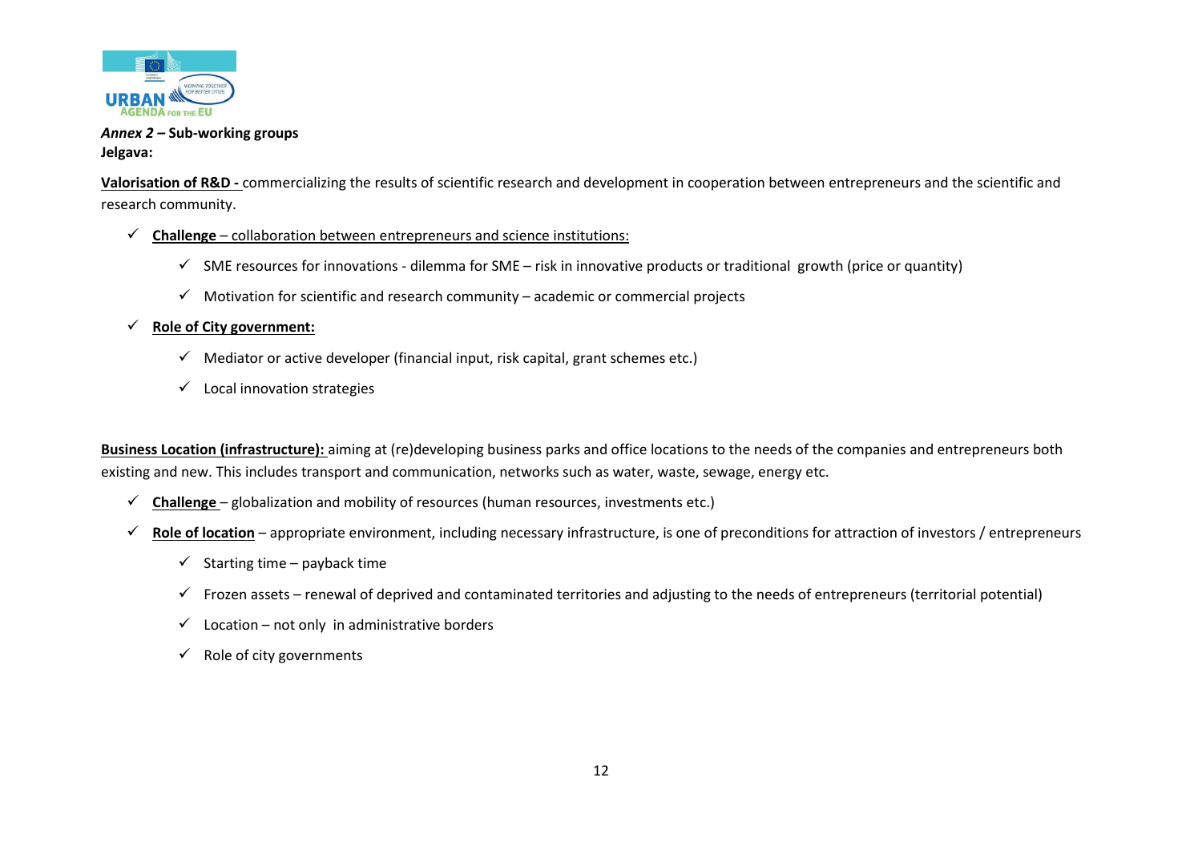*Annex 2* **– Sub-working groups**
**Jelgava:**

**Valorisation of R&D -** commercializing the results of scientific research and development in cooperation between entrepreneurs and the scientific and research community.

- ✓ **Challenge** – collaboration between entrepreneurs and science institutions:
  - ✓ SME resources for innovations - dilemma for SME – risk in innovative products or traditional growth (price or quantity)
  - ✓ Motivation for scientific and research community – academic or commercial projects
- ✓ **Role of City government:**
  - ✓ Mediator or active developer (financial input, risk capital, grant schemes etc.)
  - ✓ Local innovation strategies

**Business Location (infrastructure):** aiming at (re)developing business parks and office locations to the needs of the companies and entrepreneurs both existing and new. This includes transport and communication, networks such as water, waste, sewage, energy etc.

- ✓ **Challenge** – globalization and mobility of resources (human resources, investments etc.)
- ✓ **Role of location** – appropriate environment, including necessary infrastructure, is one of preconditions for attraction of investors / entrepreneurs
  - ✓ Starting time – payback time
  - ✓ Frozen assets – renewal of deprived and contaminated territories and adjusting to the needs of entrepreneurs (territorial potential)
  - ✓ Location – not only in administrative borders
  - ✓ Role of city governments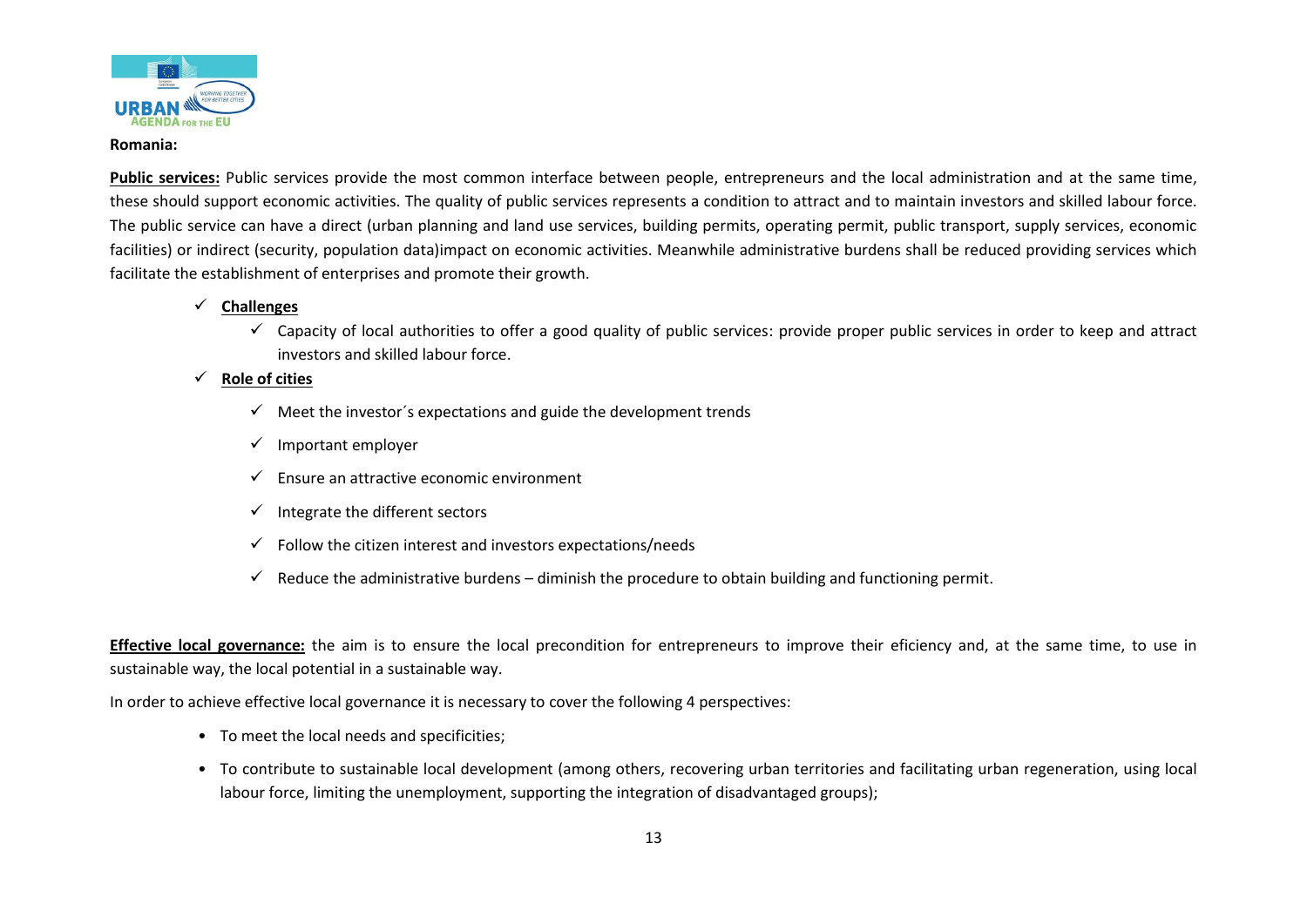**Romania:**

**Public services:** Public services provide the most common interface between people, entrepreneurs and the local administration and at the same time, these should support economic activities. The quality of public services represents a condition to attract and to maintain investors and skilled labour force. The public service can have a direct (urban planning and land use services, building permits, operating permit, public transport, supply services, economic facilities) or indirect (security, population data)impact on economic activities. Meanwhile administrative burdens shall be reduced providing services which facilitate the establishment of enterprises and promote their growth.

- ✓ **Challenges**
  - ✓ Capacity of local authorities to offer a good quality of public services: provide proper public services in order to keep and attract investors and skilled labour force.
- ✓ **Role of cities**
  - ✓ Meet the investor´s expectations and guide the development trends
  - ✓ Important employer
  - ✓ Ensure an attractive economic environment
  - ✓ Integrate the different sectors
  - ✓ Follow the citizen interest and investors expectations/needs
  - ✓ Reduce the administrative burdens – diminish the procedure to obtain building and functioning permit.

**Effective local governance:** the aim is to ensure the local precondition for entrepreneurs to improve their eficiency and, at the same time, to use in sustainable way, the local potential in a sustainable way.

In order to achieve effective local governance it is necessary to cover the following 4 perspectives:

- To meet the local needs and specificities;
- To contribute to sustainable local development (among others, recovering urban territories and facilitating urban regeneration, using local labour force, limiting the unemployment, supporting the integration of disadvantaged groups);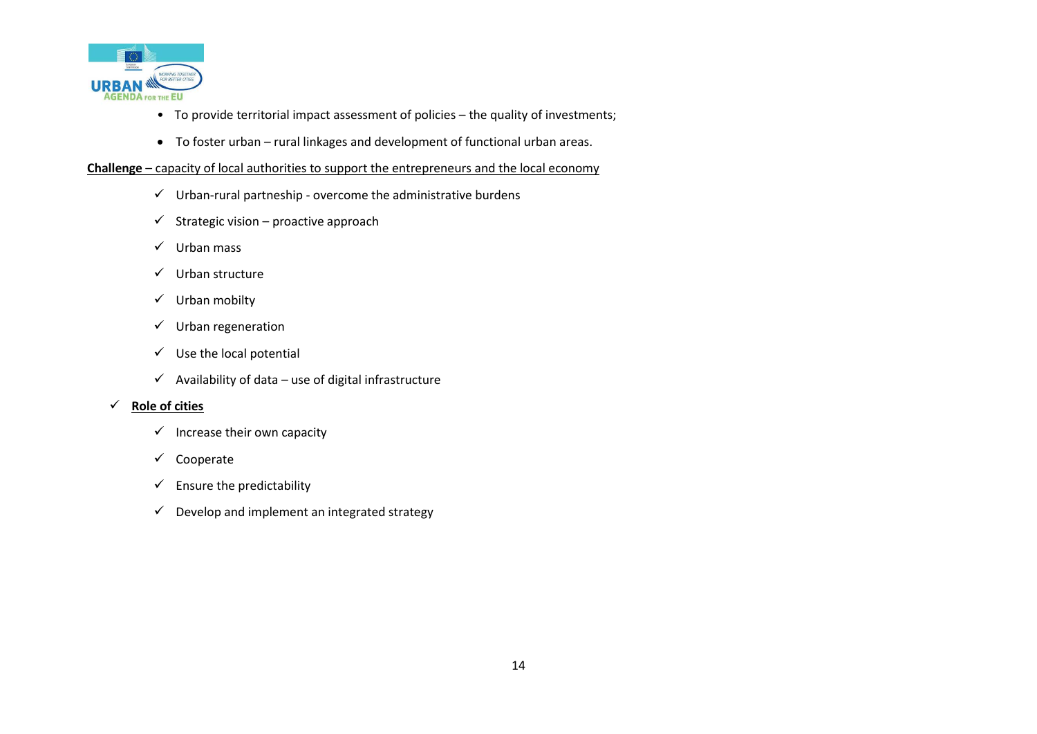- To provide territorial impact assessment of policies – the quality of investments;
- To foster urban – rural linkages and development of functional urban areas.

**Challenge** – capacity of local authorities to support the entrepreneurs and the local economy

- ✓ Urban-rural partneship - overcome the administrative burdens
- ✓ Strategic vision – proactive approach
- ✓ Urban mass
- ✓ Urban structure
- ✓ Urban mobilty
- ✓ Urban regeneration
- ✓ Use the local potential
- ✓ Availability of data – use of digital infrastructure

✓ **Role of cities**

- ✓ Increase their own capacity
- ✓ Cooperate
- ✓ Ensure the predictability
- ✓ Develop and implement an integrated strategy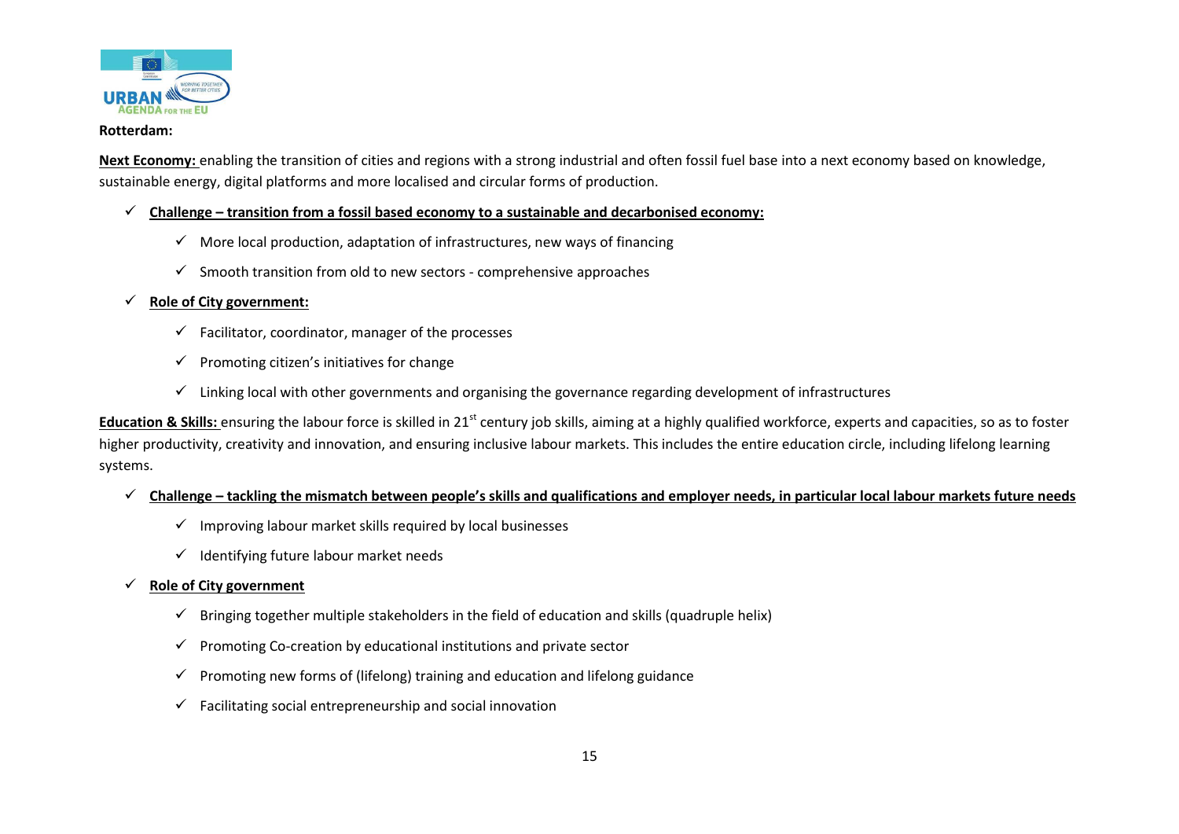**Rotterdam:**

**Next Economy:** enabling the transition of cities and regions with a strong industrial and often fossil fuel base into a next economy based on knowledge, sustainable energy, digital platforms and more localised and circular forms of production.

- ✓ **Challenge – transition from a fossil based economy to a sustainable and decarbonised economy:**
  - ✓ More local production, adaptation of infrastructures, new ways of financing
  - ✓ Smooth transition from old to new sectors - comprehensive approaches
- ✓ **Role of City government:**
  - ✓ Facilitator, coordinator, manager of the processes
  - ✓ Promoting citizen's initiatives for change
  - ✓ Linking local with other governments and organising the governance regarding development of infrastructures

**Education & Skills:** ensuring the labour force is skilled in 21st century job skills, aiming at a highly qualified workforce, experts and capacities, so as to foster higher productivity, creativity and innovation, and ensuring inclusive labour markets. This includes the entire education circle, including lifelong learning systems.

- ✓ **Challenge – tackling the mismatch between people's skills and qualifications and employer needs, in particular local labour markets future needs**
  - ✓ Improving labour market skills required by local businesses
  - ✓ Identifying future labour market needs
- ✓ **Role of City government**
  - ✓ Bringing together multiple stakeholders in the field of education and skills (quadruple helix)
  - ✓ Promoting Co-creation by educational institutions and private sector
  - ✓ Promoting new forms of (lifelong) training and education and lifelong guidance
  - ✓ Facilitating social entrepreneurship and social innovation